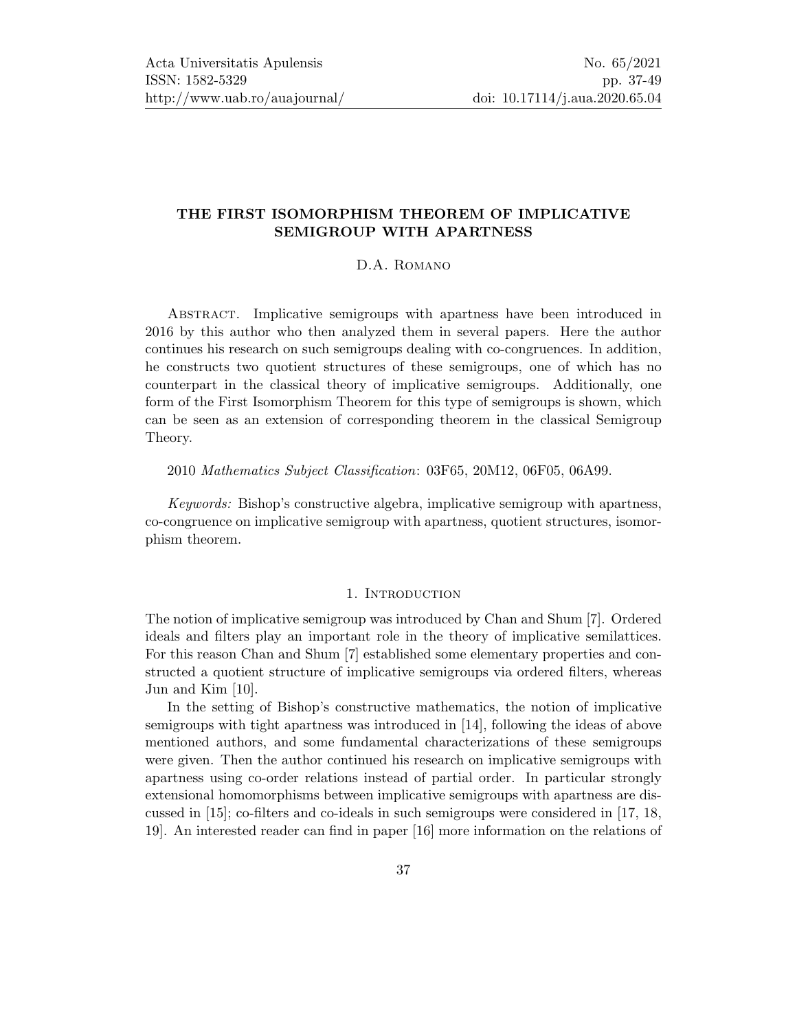# THE FIRST ISOMORPHISM THEOREM OF IMPLICATIVE SEMIGROUP WITH APARTNESS

D.A. Romano

Abstract. Implicative semigroups with apartness have been introduced in 2016 by this author who then analyzed them in several papers. Here the author continues his research on such semigroups dealing with co-congruences. In addition, he constructs two quotient structures of these semigroups, one of which has no counterpart in the classical theory of implicative semigroups. Additionally, one form of the First Isomorphism Theorem for this type of semigroups is shown, which can be seen as an extension of corresponding theorem in the classical Semigroup Theory.

2010 *Mathematics Subject Classification*: 03F65, 20M12, 06F05, 06A99.

*Keywords:* Bishop's constructive algebra, implicative semigroup with apartness, co-congruence on implicative semigroup with apartness, quotient structures, isomorphism theorem.

## 1. Introduction

The notion of implicative semigroup was introduced by Chan and Shum [7]. Ordered ideals and filters play an important role in the theory of implicative semilattices. For this reason Chan and Shum [7] established some elementary properties and constructed a quotient structure of implicative semigroups via ordered filters, whereas Jun and Kim [10].

In the setting of Bishop's constructive mathematics, the notion of implicative semigroups with tight apartness was introduced in [14], following the ideas of above mentioned authors, and some fundamental characterizations of these semigroups were given. Then the author continued his research on implicative semigroups with apartness using co-order relations instead of partial order. In particular strongly extensional homomorphisms between implicative semigroups with apartness are discussed in [15]; co-filters and co-ideals in such semigroups were considered in [17, 18, 19]. An interested reader can find in paper [16] more information on the relations of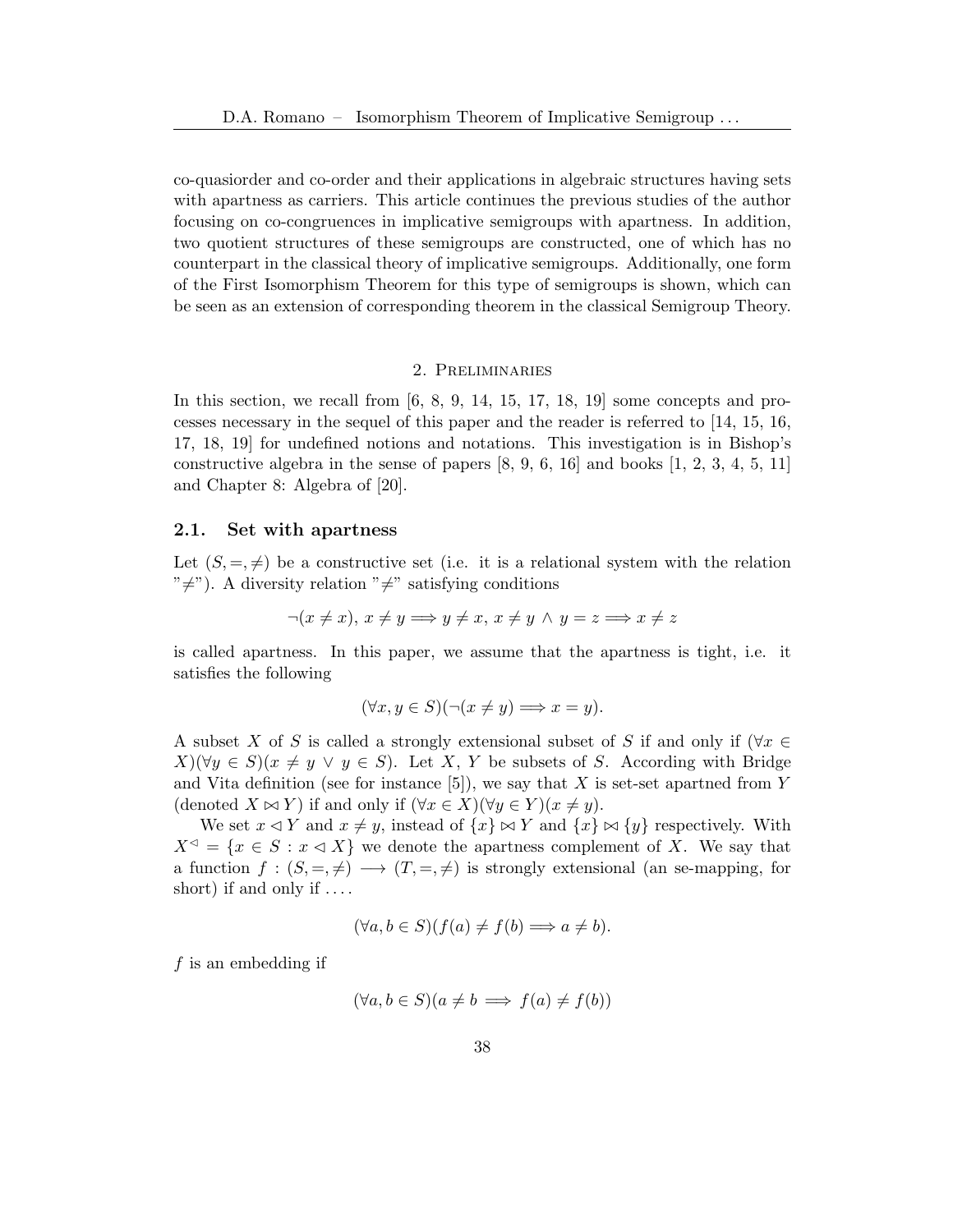co-quasiorder and co-order and their applications in algebraic structures having sets with apartness as carriers. This article continues the previous studies of the author focusing on co-congruences in implicative semigroups with apartness. In addition, two quotient structures of these semigroups are constructed, one of which has no counterpart in the classical theory of implicative semigroups. Additionally, one form of the First Isomorphism Theorem for this type of semigroups is shown, which can be seen as an extension of corresponding theorem in the classical Semigroup Theory.

## 2. Preliminaries

In this section, we recall from [6, 8, 9, 14, 15, 17, 18, 19] some concepts and processes necessary in the sequel of this paper and the reader is referred to [14, 15, 16, 17, 18, 19] for undefined notions and notations. This investigation is in Bishop's constructive algebra in the sense of papers [8, 9, 6, 16] and books [1, 2, 3, 4, 5, 11] and Chapter 8: Algebra of [20].

### 2.1. Set with apartness

Let $(S, =, \neq)$ be a constructive set (i.e. it is a relational system with the relation "$\neq$"). A diversity relation "$\neq$" satisfying conditions

$$\neg(x \neq x),\ x \neq y \Longrightarrow y \neq x,\ x \neq y \wedge y = z \Longrightarrow x \neq z$$

is called apartness. In this paper, we assume that the apartness is tight, i.e. it satisfies the following

$$(\forall x, y \in S)(\neg(x \neq y) \Longrightarrow x = y).$$

A subset $X$ of $S$ is called a strongly extensional subset of $S$ if and only if $(\forall x \in X)(\forall y \in S)(x \neq y \vee y \in S)$. Let $X$, $Y$ be subsets of $S$. According with Bridge and Vita definition (see for instance [5]), we say that $X$ is set-set apartned from $Y$ (denoted $X \bowtie Y$) if and only if $(\forall x \in X)(\forall y \in Y)(x \neq y)$.

We set $x \lhd Y$ and $x \neq y$, instead of $\{x\} \bowtie Y$ and $\{x\} \bowtie \{y\}$ respectively. With $X^{\lhd} = \{x \in S : x \lhd X\}$ we denote the apartness complement of $X$. We say that a function $f : (S, =, \neq) \longrightarrow (T, =, \neq)$ is strongly extensional (an se-mapping, for short) if and only if ....

$$(\forall a, b \in S)(f(a) \neq f(b) \Longrightarrow a \neq b).$$

$f$ is an embedding if

$$(\forall a, b \in S)(a \neq b \implies f(a) \neq f(b))$$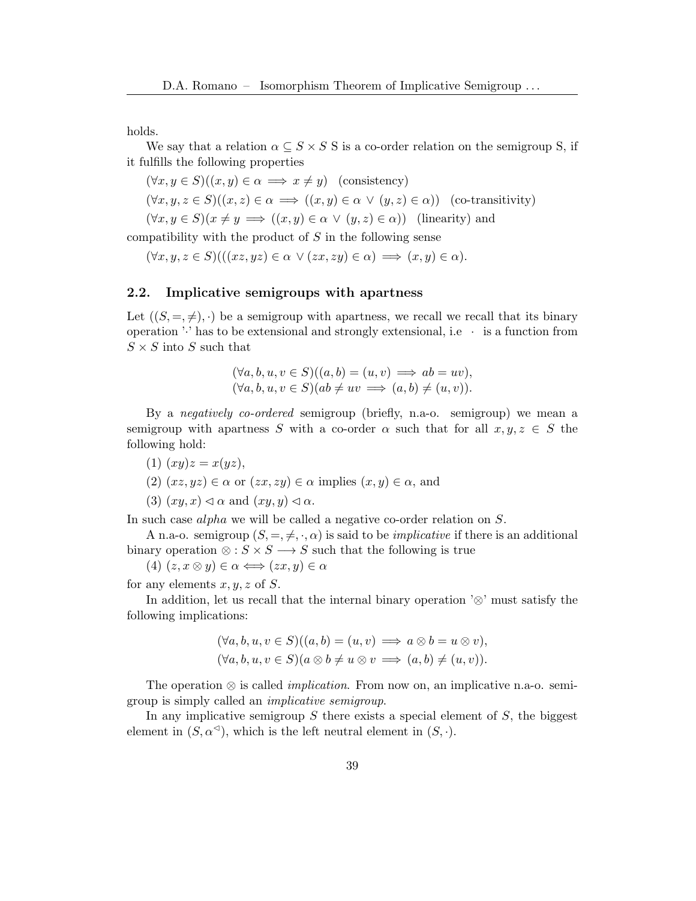holds.

We say that a relation $\alpha \subseteq S \times S$ S is a co-order relation on the semigroup S, if it fulfills the following properties

$(\forall x, y \in S)((x,y) \in \alpha \implies x \neq y)$ (consistency)

$(\forall x, y, z \in S)((x,z) \in \alpha \implies ((x,y) \in \alpha \vee (y,z) \in \alpha))$ (co-transitivity)

$(\forall x, y \in S)(x \neq y \implies ((x,y) \in \alpha \vee (y,z) \in \alpha))$ (linearity) and

compatibility with the product of $S$ in the following sense

$(\forall x, y, z \in S)(((xz, yz) \in \alpha \vee (zx, zy) \in \alpha) \implies (x,y) \in \alpha)$.

### 2.2. Implicative semigroups with apartness

Let $((S, =, \neq), \cdot)$ be a semigroup with apartness, we recall we recall that its binary operation '$\cdot$' has to be extensional and strongly extensional, i.e $\cdot$ is a function from $S \times S$ into $S$ such that

$$(\forall a, b, u, v \in S)((a,b) = (u,v) \implies ab = uv),$$
$$(\forall a, b, u, v \in S)(ab \neq uv \implies (a,b) \neq (u,v)).$$

By a *negatively co-ordered* semigroup (briefly, n.a-o. semigroup) we mean a semigroup with apartness $S$ with a co-order $\alpha$ such that for all $x, y, z \in S$ the following hold:

(1) $(xy)z = x(yz)$,

(2) $(xz, yz) \in \alpha$ or $(zx, zy) \in \alpha$ implies $(x,y) \in \alpha$, and

(3) $(xy, x) \lhd \alpha$ and $(xy, y) \lhd \alpha$.

In such case *alpha* we will be called a negative co-order relation on $S$.

A n.a-o. semigroup $(S, =, \neq, \cdot, \alpha)$ is said to be *implicative* if there is an additional binary operation $\otimes : S \times S \longrightarrow S$ such that the following is true

(4) $(z, x \otimes y) \in \alpha \iff (zx, y) \in \alpha$

for any elements $x, y, z$ of $S$.

In addition, let us recall that the internal binary operation '$\otimes$' must satisfy the following implications:

$$(\forall a, b, u, v \in S)((a,b) = (u,v) \implies a \otimes b = u \otimes v),$$
$$(\forall a, b, u, v \in S)(a \otimes b \neq u \otimes v \implies (a,b) \neq (u,v)).$$

The operation $\otimes$ is called *implication*. From now on, an implicative n.a-o. semigroup is simply called an *implicative semigroup*.

In any implicative semigroup $S$ there exists a special element of $S$, the biggest element in $(S, \alpha^{\lhd})$, which is the left neutral element in $(S, \cdot)$.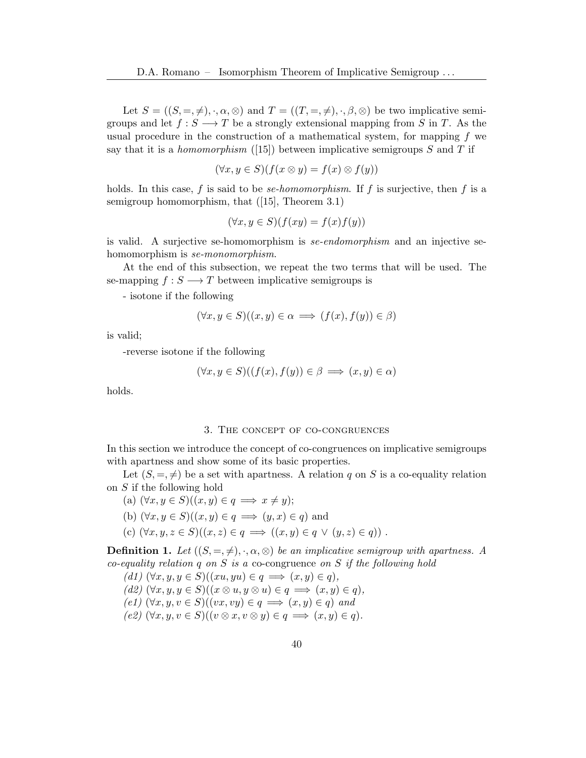Let $S = ((S, =, \neq), \cdot, \alpha, \otimes)$ and $T = ((T, =, \neq), \cdot, \beta, \otimes)$ be two implicative semigroups and let $f : S \longrightarrow T$ be a strongly extensional mapping from $S$ in $T$. As the usual procedure in the construction of a mathematical system, for mapping $f$ we say that it is a *homomorphism* ([15]) between implicative semigroups $S$ and $T$ if

$$(\forall x, y \in S)(f(x \otimes y) = f(x) \otimes f(y))$$

holds. In this case, $f$ is said to be *se-homomorphism*. If $f$ is surjective, then $f$ is a semigroup homomorphism, that ([15], Theorem 3.1)

$$(\forall x, y \in S)(f(xy) = f(x)f(y))$$

is valid. A surjective se-homomorphism is *se-endomorphism* and an injective se-homomorphism is *se-monomorphism*.

At the end of this subsection, we repeat the two terms that will be used. The se-mapping $f : S \longrightarrow T$ between implicative semigroups is

- isotone if the following

$$(\forall x, y \in S)((x, y) \in \alpha \implies (f(x), f(y)) \in \beta)$$

is valid;

-reverse isotone if the following

$$(\forall x, y \in S)((f(x), f(y)) \in \beta \implies (x, y) \in \alpha)$$

holds.

## 3. The concept of co-congruences

In this section we introduce the concept of co-congruences on implicative semigroups with apartness and show some of its basic properties.

Let $(S, =, \neq)$ be a set with apartness. A relation $q$ on $S$ is a co-equality relation on $S$ if the following hold

(a) $(\forall x, y \in S)((x, y) \in q \implies x \neq y)$;

(b) $(\forall x, y \in S)((x, y) \in q \implies (y, x) \in q)$ and

(c) $(\forall x, y, z \in S)((x, z) \in q \implies ((x, y) \in q \vee (y, z) \in q))$ .

**Definition 1.** *Let $((S, =, \neq), \cdot, \alpha, \otimes)$ be an implicative semigroup with apartness. A co-equality relation $q$ on $S$ is a* co-congruence *on $S$ if the following hold*

*(d1)* $(\forall x, y, y \in S)((xu, yu) \in q \implies (x, y) \in q)$,

*(d2)* $(\forall x, y, y \in S)((x \otimes u, y \otimes u) \in q \implies (x, y) \in q)$,

*(e1)* $(\forall x, y, v \in S)((vx, vy) \in q \implies (x, y) \in q)$ *and*

*(e2)* $(\forall x, y, v \in S)((v \otimes x, v \otimes y) \in q \implies (x, y) \in q)$.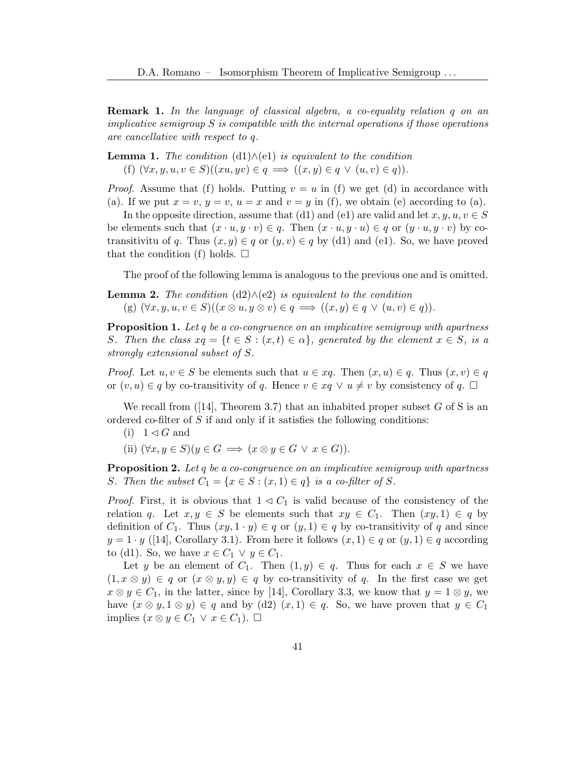**Remark 1.** *In the language of classical algebra, a co-equality relation $q$ on an implicative semigroup $S$ is compatible with the internal operations if those operations are cancellative with respect to $q$.*

**Lemma 1.** *The condition* (d1)$\wedge$(e1) *is equivalent to the condition*

(f) $(\forall x, y, u, v \in S)((xu, yv) \in q \implies ((x, y) \in q \ \vee \ (u, v) \in q))$.

*Proof.* Assume that (f) holds. Putting $v = u$ in (f) we get (d) in accordance with (a). If we put $x = v$, $y = v$, $u = x$ and $v = y$ in (f), we obtain (e) according to (a).

In the opposite direction, assume that (d1) and (e1) are valid and let $x, y, u, v \in S$ be elements such that $(x \cdot u, y \cdot v) \in q$. Then $(x \cdot u, y \cdot u) \in q$ or $(y \cdot u, y \cdot v)$ by co-transitivitu of $q$. Thus $(x, y) \in q$ or $(y, v) \in q$ by (d1) and (e1). So, we have proved that the condition (f) holds. $\square$

The proof of the following lemma is analogous to the previous one and is omitted.

**Lemma 2.** *The condition* (d2)$\wedge$(e2) *is equivalent to the condition*

(g) $(\forall x, y, u, v \in S)((x \otimes u, y \otimes v) \in q \implies ((x, y) \in q \ \vee \ (u, v) \in q))$.

**Proposition 1.** *Let $q$ be a co-congruence on an implicative semigroup with apartness $S$. Then the class $xq = \{t \in S : (x, t) \in \alpha\}$, generated by the element $x \in S$, is a strongly extensional subset of $S$.*

*Proof.* Let $u, v \in S$ be elements such that $u \in xq$. Then $(x, u) \in q$. Thus $(x, v) \in q$ or $(v, u) \in q$ by co-transitivity of $q$. Hence $v \in xq \ \vee \ u \neq v$ by consistency of $q$. $\square$

We recall from ([14], Theorem 3.7) that an inhabited proper subset $G$ of S is an ordered co-filter of $S$ if and only if it satisfies the following conditions:

(i) $1 \lhd G$ and

(ii) $(\forall x, y \in S)(y \in G \implies (x \otimes y \in G \ \vee \ x \in G))$.

**Proposition 2.** *Let $q$ be a co-congruence on an implicative semigroup with apartness $S$. Then the subset $C_1 = \{x \in S : (x, 1) \in q\}$ is a co-filter of $S$.*

*Proof.* First, it is obvious that $1 \lhd C_1$ is valid because of the consistency of the relation $q$. Let $x, y \in S$ be elements such that $xy \in C_1$. Then $(xy, 1) \in q$ by definition of $C_1$. Thus $(xy, 1 \cdot y) \in q$ or $(y, 1) \in q$ by co-transitivity of $q$ and since $y = 1 \cdot y$ ([14], Corollary 3.1). From here it follows $(x, 1) \in q$ or $(y, 1) \in q$ according to (d1). So, we have $x \in C_1 \ \vee \ y \in C_1$.

Let $y$ be an element of $C_1$. Then $(1, y) \in q$. Thus for each $x \in S$ we have $(1, x \otimes y) \in q$ or $(x \otimes y, y) \in q$ by co-transitivity of $q$. In the first case we get $x \otimes y \in C_1$, in the latter, since by [14], Corollary 3.3, we know that $y = 1 \otimes y$, we have $(x \otimes y, 1 \otimes y) \in q$ and by (d2) $(x, 1) \in q$. So, we have proven that $y \in C_1$ implies $(x \otimes y \in C_1 \ \vee \ x \in C_1)$. $\square$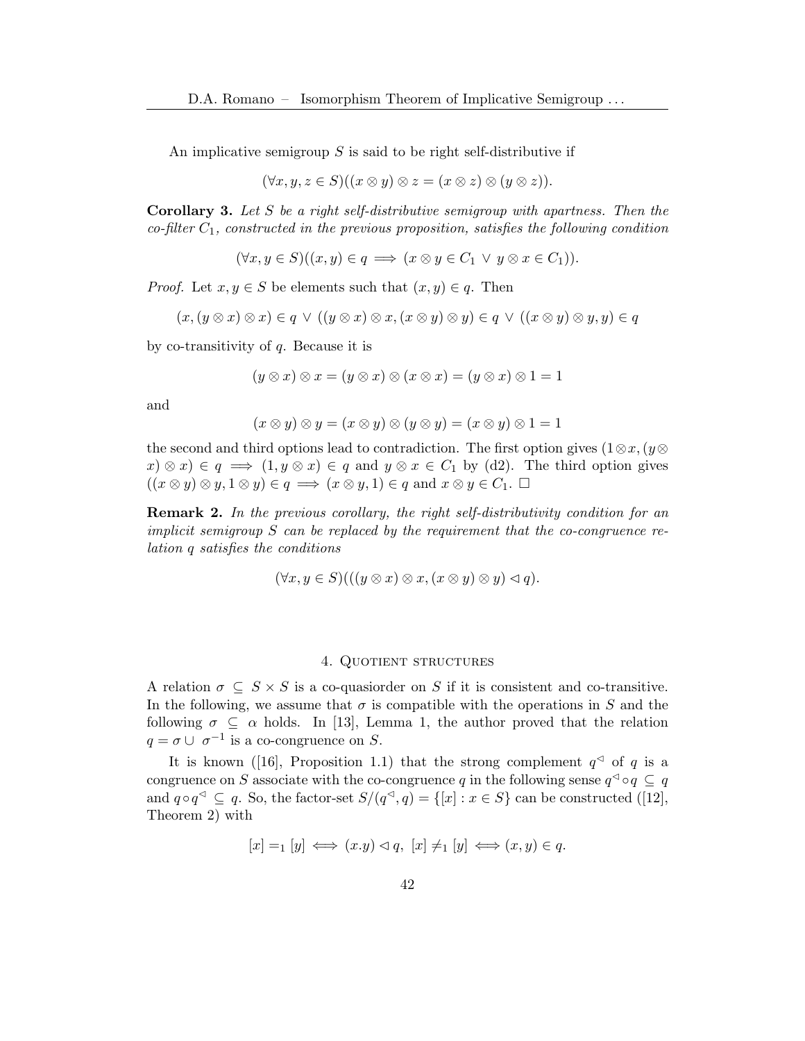An implicative semigroup $S$ is said to be right self-distributive if

$$(\forall x, y, z \in S)((x \otimes y) \otimes z = (x \otimes z) \otimes (y \otimes z)).$$

**Corollary 3.** *Let $S$ be a right self-distributive semigroup with apartness. Then the co-filter $C_1$, constructed in the previous proposition, satisfies the following condition*

$$(\forall x, y \in S)((x, y) \in q \implies (x \otimes y \in C_1 \lor y \otimes x \in C_1)).$$

*Proof.* Let $x, y \in S$ be elements such that $(x, y) \in q$. Then

$$(x, (y \otimes x) \otimes x) \in q \lor ((y \otimes x) \otimes x, (x \otimes y) \otimes y) \in q \lor ((x \otimes y) \otimes y, y) \in q$$

by co-transitivity of $q$. Because it is

$$(y \otimes x) \otimes x = (y \otimes x) \otimes (x \otimes x) = (y \otimes x) \otimes 1 = 1$$

and

$$(x \otimes y) \otimes y = (x \otimes y) \otimes (y \otimes y) = (x \otimes y) \otimes 1 = 1$$

the second and third options lead to contradiction. The first option gives $(1 \otimes x, (y \otimes x) \otimes x) \in q \implies (1, y \otimes x) \in q$ and $y \otimes x \in C_1$ by (d2). The third option gives $((x \otimes y) \otimes y, 1 \otimes y) \in q \implies (x \otimes y, 1) \in q$ and $x \otimes y \in C_1$. $\square$

**Remark 2.** *In the previous corollary, the right self-distributivity condition for an implicit semigroup $S$ can be replaced by the requirement that the co-congruence relation $q$ satisfies the conditions*

$$(\forall x, y \in S)(((y \otimes x) \otimes x, (x \otimes y) \otimes y) \lhd q).$$

## 4. Quotient structures

A relation $\sigma \subseteq S \times S$ is a co-quasiorder on $S$ if it is consistent and co-transitive. In the following, we assume that $\sigma$ is compatible with the operations in $S$ and the following $\sigma \subseteq \alpha$ holds. In [13], Lemma 1, the author proved that the relation $q = \sigma \cup \sigma^{-1}$ is a co-congruence on $S$.

It is known ([16], Proposition 1.1) that the strong complement $q^{\lhd}$ of $q$ is a congruence on $S$ associate with the co-congruence $q$ in the following sense $q^{\lhd} \circ q \subseteq q$ and $q \circ q^{\lhd} \subseteq q$. So, the factor-set $S/(q^{\lhd}, q) = \{[x] : x \in S\}$ can be constructed ([12], Theorem 2) with

$$[x] =_1 [y] \iff (x.y) \lhd q, \ [x] \neq_1 [y] \iff (x, y) \in q.$$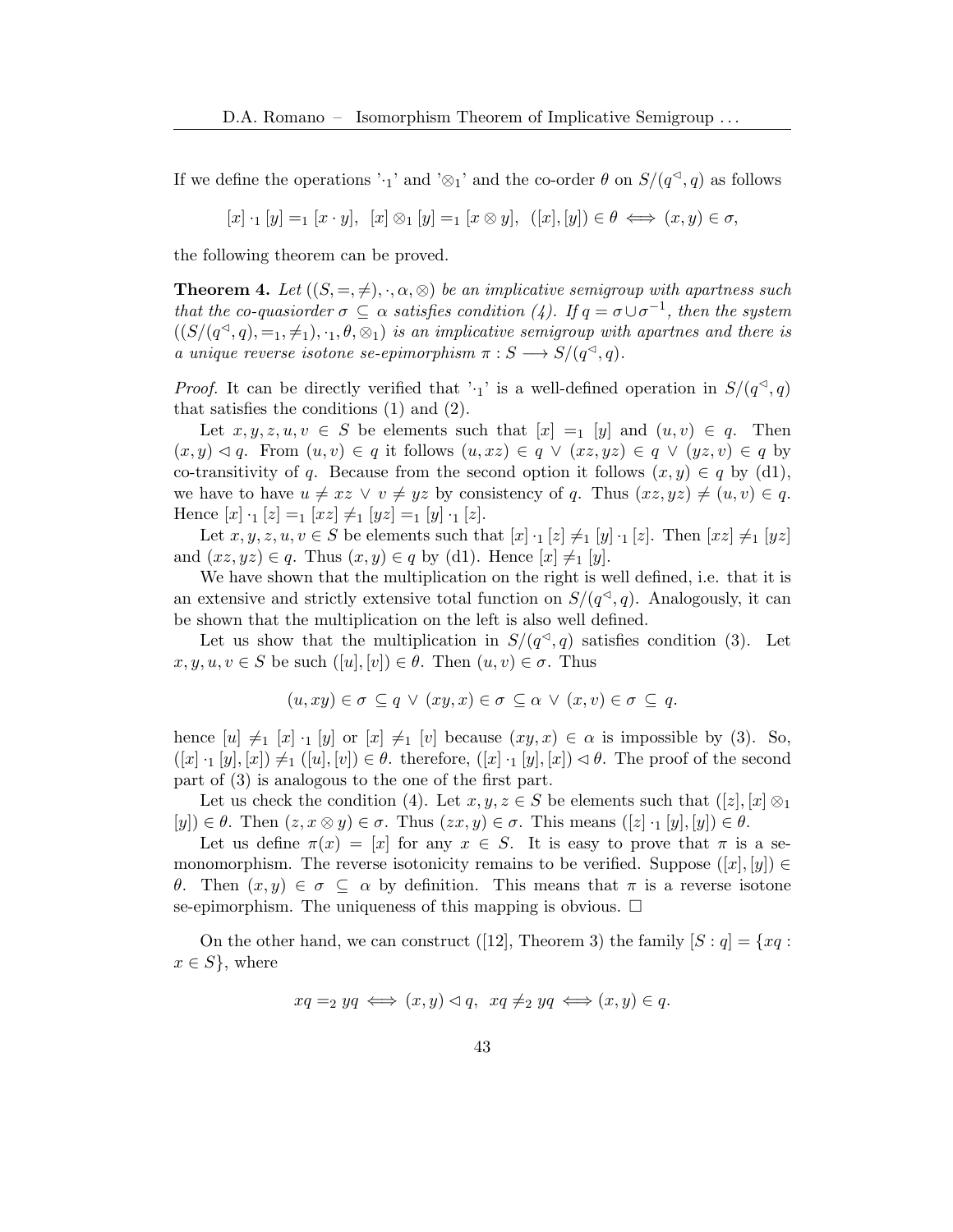If we define the operations '$\cdot_1$' and '$\otimes_1$' and the co-order $\theta$ on $S/(q^{\lhd}, q)$ as follows

$$[x] \cdot_1 [y] =_1 [x \cdot y], \;\; [x] \otimes_1 [y] =_1 [x \otimes y], \;\; ([x],[y]) \in \theta \iff (x,y) \in \sigma,$$

the following theorem can be proved.

**Theorem 4.** *Let $((S, =, \neq), \cdot, \alpha, \otimes)$ be an implicative semigroup with apartness such that the co-quasiorder $\sigma \subseteq \alpha$ satisfies condition (4). If $q = \sigma \cup \sigma^{-1}$, then the system $((S/(q^{\lhd}, q), =_1, \neq_1), \cdot_1, \theta, \otimes_1)$ is an implicative semigroup with apartnes and there is a unique reverse isotone se-epimorphism $\pi : S \longrightarrow S/(q^{\lhd}, q)$.*

*Proof.* It can be directly verified that '$\cdot_1$' is a well-defined operation in $S/(q^{\lhd}, q)$ that satisfies the conditions (1) and (2).

Let $x, y, z, u, v \in S$ be elements such that $[x] =_1 [y]$ and $(u, v) \in q$. Then $(x, y) \lhd q$. From $(u, v) \in q$ it follows $(u, xz) \in q \vee (xz, yz) \in q \vee (yz, v) \in q$ by co-transitivity of $q$. Because from the second option it follows $(x, y) \in q$ by (d1), we have to have $u \neq xz \vee v \neq yz$ by consistency of $q$. Thus $(xz, yz) \neq (u, v) \in q$. Hence $[x] \cdot_1 [z] =_1 [xz] \neq_1 [yz] =_1 [y] \cdot_1 [z]$.

Let $x, y, z, u, v \in S$ be elements such that $[x] \cdot_1 [z] \neq_1 [y] \cdot_1 [z]$. Then $[xz] \neq_1 [yz]$ and $(xz, yz) \in q$. Thus $(x, y) \in q$ by (d1). Hence $[x] \neq_1 [y]$.

We have shown that the multiplication on the right is well defined, i.e. that it is an extensive and strictly extensive total function on $S/(q^{\lhd}, q)$. Analogously, it can be shown that the multiplication on the left is also well defined.

Let us show that the multiplication in $S/(q^{\lhd}, q)$ satisfies condition (3). Let $x, y, u, v \in S$ be such $([u], [v]) \in \theta$. Then $(u, v) \in \sigma$. Thus

$$(u, xy) \in \sigma \subseteq q \vee (xy, x) \in \sigma \subseteq \alpha \vee (x, v) \in \sigma \subseteq q.$$

hence $[u] \neq_1 [x] \cdot_1 [y]$ or $[x] \neq_1 [v]$ because $(xy, x) \in \alpha$ is impossible by (3). So, $([x] \cdot_1 [y], [x]) \neq_1 ([u], [v]) \in \theta$. therefore, $([x] \cdot_1 [y], [x]) \lhd \theta$. The proof of the second part of (3) is analogous to the one of the first part.

Let us check the condition (4). Let $x, y, z \in S$ be elements such that $([z], [x] \otimes_1 [y]) \in \theta$. Then $(z, x \otimes y) \in \sigma$. Thus $(zx, y) \in \sigma$. This means $([z] \cdot_1 [y], [y]) \in \theta$.

Let us define $\pi(x) = [x]$ for any $x \in S$. It is easy to prove that $\pi$ is a se-monomorphism. The reverse isotonicity remains to be verified. Suppose $([x], [y]) \in \theta$. Then $(x, y) \in \sigma \subseteq \alpha$ by definition. This means that $\pi$ is a reverse isotone se-epimorphism. The uniqueness of this mapping is obvious. $\square$

On the other hand, we can construct ([12], Theorem 3) the family $[S : q] = \{xq : x \in S\}$, where

$$xq =_2 yq \iff (x, y) \lhd q, \;\; xq \neq_2 yq \iff (x, y) \in q.$$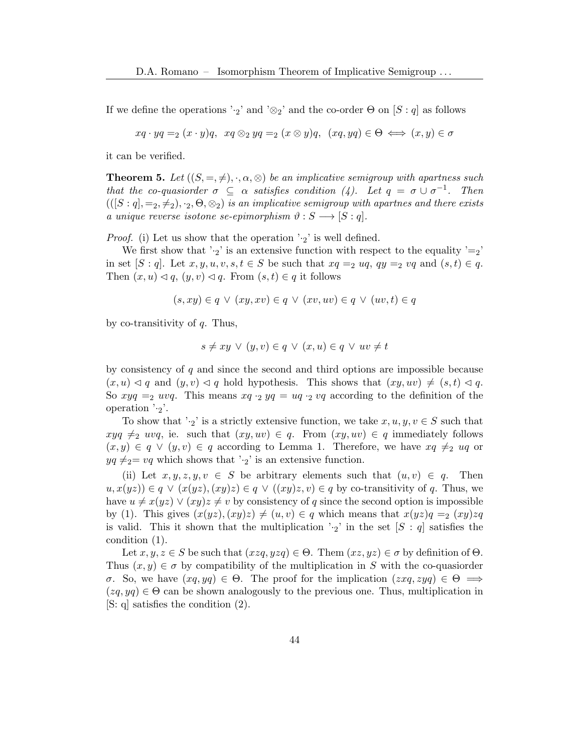If we define the operations '$\cdot_2$' and '$\otimes_2$' and the co-order $\Theta$ on $[S:q]$ as follows

$$xq \cdot yq =_2 (x \cdot y)q, \;\; xq \otimes_2 yq =_2 (x \otimes y)q, \;\; (xq, yq) \in \Theta \iff (x,y) \in \sigma$$

it can be verified.

**Theorem 5.** *Let $((S, =, \neq), \cdot, \alpha, \otimes)$ be an implicative semigroup with apartness such that the co-quasiorder $\sigma \subseteq \alpha$ satisfies condition (4). Let $q = \sigma \cup \sigma^{-1}$. Then $(([S:q], =_2, \neq_2), \cdot_2, \Theta, \otimes_2)$ is an implicative semigroup with apartnes and there exists a unique reverse isotone se-epimorphism $\vartheta : S \longrightarrow [S:q]$.*

*Proof.* (i) Let us show that the operation '$\cdot_2$' is well defined.

We first show that '$\cdot_2$' is an extensive function with respect to the equality '$=_2$' in set $[S:q]$. Let $x, y, u, v, s, t \in S$ be such that $xq =_2 uq$, $qy =_2 vq$ and $(s,t) \in q$. Then $(x,u) \lhd q$, $(y,v) \lhd q$. From $(s,t) \in q$ it follows

$$(s, xy) \in q \vee (xy, xv) \in q \vee (xv, uv) \in q \vee (uv, t) \in q$$

by co-transitivity of $q$. Thus,

$$s \neq xy \vee (y,v) \in q \vee (x,u) \in q \vee uv \neq t$$

by consistency of $q$ and since the second and third options are impossible because $(x,u) \lhd q$ and $(y,v) \lhd q$ hold hypothesis. This shows that $(xy, uv) \neq (s,t) \lhd q$. So $xyq =_2 uvq$. This means $xq \cdot_2 yq = uq \cdot_2 vq$ according to the definition of the operation '$\cdot_2$'.

To show that '$\cdot_2$' is a strictly extensive function, we take $x, u, y, v \in S$ such that $xyq \neq_2 uvq$, ie. such that $(xy, uv) \in q$. From $(xy, uv) \in q$ immediately follows $(x,y) \in q \vee (y,v) \in q$ according to Lemma 1. Therefore, we have $xq \neq_2 uq$ or $yq \neq_2 = vq$ which shows that '$\cdot_2$' is an extensive function.

(ii) Let $x, y, z, y, v \in S$ be arbitrary elements such that $(u,v) \in q$. Then $u, x(yz)) \in q \vee (x(yz), (xy)z) \in q \vee ((xy)z, v) \in q$ by co-transitivity of $q$. Thus, we have $u \neq x(yz) \vee (xy)z \neq v$ by consistency of $q$ since the second option is impossible by (1). This gives $(x(yz), (xy)z) \neq (u,v) \in q$ which means that $x(yz)q =_2 (xy)zq$ is valid. This it shown that the multiplication '$\cdot_2$' in the set $[S:q]$ satisfies the condition (1).

Let $x, y, z \in S$ be such that $(xzq, yzq) \in \Theta$. Them $(xz, yz) \in \sigma$ by definition of $\Theta$. Thus $(x,y) \in \sigma$ by compatibility of the multiplication in $S$ with the co-quasiorder $\sigma$. So, we have $(xq, yq) \in \Theta$. The proof for the implication $(zxq, zyq) \in \Theta \implies (zq, yq) \in \Theta$ can be shown analogously to the previous one. Thus, multiplication in [S: q] satisfies the condition (2).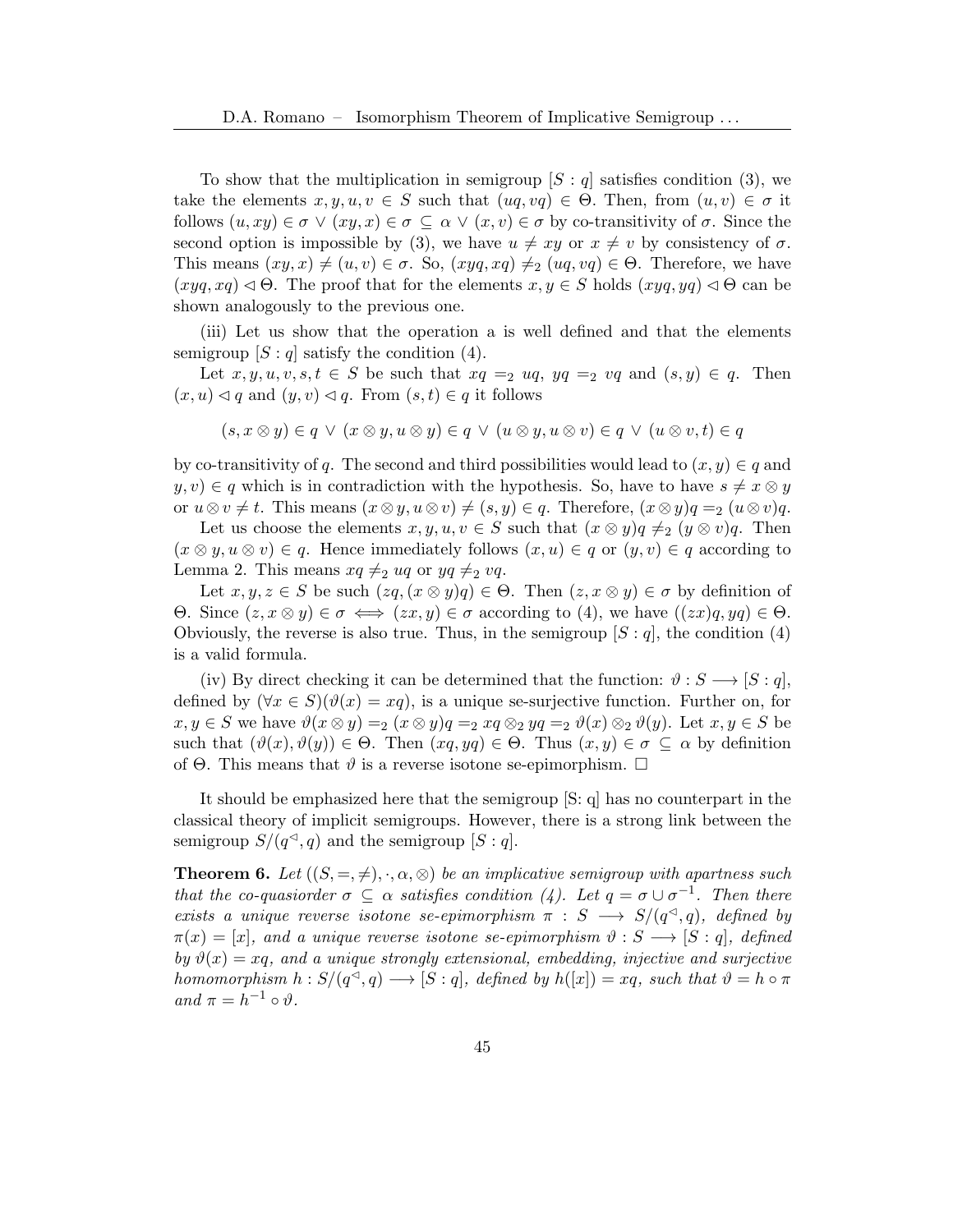To show that the multiplication in semigroup $[S : q]$ satisfies condition (3), we take the elements $x, y, u, v \in S$ such that $(uq, vq) \in \Theta$. Then, from $(u, v) \in \sigma$ it follows $(u, xy) \in \sigma \vee (xy, x) \in \sigma \subseteq \alpha \vee (x, v) \in \sigma$ by co-transitivity of $\sigma$. Since the second option is impossible by (3), we have $u \neq xy$ or $x \neq v$ by consistency of $\sigma$. This means $(xy, x) \neq (u, v) \in \sigma$. So, $(xyq, xq) \neq_2 (uq, vq) \in \Theta$. Therefore, we have $(xyq, xq) \lhd \Theta$. The proof that for the elements $x, y \in S$ holds $(xyq, yq) \lhd \Theta$ can be shown analogously to the previous one.

(iii) Let us show that the operation a is well defined and that the elements semigroup $[S : q]$ satisfy the condition (4).

Let $x, y, u, v, s, t \in S$ be such that $xq =_2 uq$, $yq =_2 vq$ and $(s, y) \in q$. Then $(x, u) \lhd q$ and $(y, v) \lhd q$. From $(s, t) \in q$ it follows

$$(s, x \otimes y) \in q \vee (x \otimes y, u \otimes y) \in q \vee (u \otimes y, u \otimes v) \in q \vee (u \otimes v, t) \in q$$

by co-transitivity of $q$. The second and third possibilities would lead to $(x, y) \in q$ and $y, v) \in q$ which is in contradiction with the hypothesis. So, have to have $s \neq x \otimes y$ or $u \otimes v \neq t$. This means $(x \otimes y, u \otimes v) \neq (s, y) \in q$. Therefore, $(x \otimes y)q =_2 (u \otimes v)q$.

Let us choose the elements $x, y, u, v \in S$ such that $(x \otimes y)q \neq_2 (y \otimes v)q$. Then $(x \otimes y, u \otimes v) \in q$. Hence immediately follows $(x, u) \in q$ or $(y, v) \in q$ according to Lemma 2. This means $xq \neq_2 uq$ or $yq \neq_2 vq$.

Let $x, y, z \in S$ be such $(zq, (x \otimes y)q) \in \Theta$. Then $(z, x \otimes y) \in \sigma$ by definition of $\Theta$. Since $(z, x \otimes y) \in \sigma \iff (zx, y) \in \sigma$ according to (4), we have $((zx)q, yq) \in \Theta$. Obviously, the reverse is also true. Thus, in the semigroup $[S : q]$, the condition (4) is a valid formula.

(iv) By direct checking it can be determined that the function: $\vartheta : S \longrightarrow [S : q]$, defined by $(\forall x \in S)(\vartheta(x) = xq)$, is a unique se-surjective function. Further on, for $x, y \in S$ we have $\vartheta(x \otimes y) =_2 (x \otimes y)q =_2 xq \otimes_2 yq =_2 \vartheta(x) \otimes_2 \vartheta(y)$. Let $x, y \in S$ be such that $(\vartheta(x), \vartheta(y)) \in \Theta$. Then $(xq, yq) \in \Theta$. Thus $(x, y) \in \sigma \subseteq \alpha$ by definition of $\Theta$. This means that $\vartheta$ is a reverse isotone se-epimorphism. $\square$

It should be emphasized here that the semigroup [S: q] has no counterpart in the classical theory of implicit semigroups. However, there is a strong link between the semigroup $S/(q^{\lhd}, q)$ and the semigroup $[S : q]$.

**Theorem 6.** *Let $((S, =, \neq), \cdot, \alpha, \otimes)$ be an implicative semigroup with apartness such that the co-quasiorder $\sigma \subseteq \alpha$ satisfies condition (4). Let $q = \sigma \cup \sigma^{-1}$. Then there exists a unique reverse isotone se-epimorphism $\pi : S \longrightarrow S/(q^{\lhd}, q)$, defined by $\pi(x) = [x]$, and a unique reverse isotone se-epimorphism $\vartheta : S \longrightarrow [S : q]$, defined by $\vartheta(x) = xq$, and a unique strongly extensional, embedding, injective and surjective homomorphism $h : S/(q^{\lhd}, q) \longrightarrow [S : q]$, defined by $h([x]) = xq$, such that $\vartheta = h \circ \pi$ and $\pi = h^{-1} \circ \vartheta$.*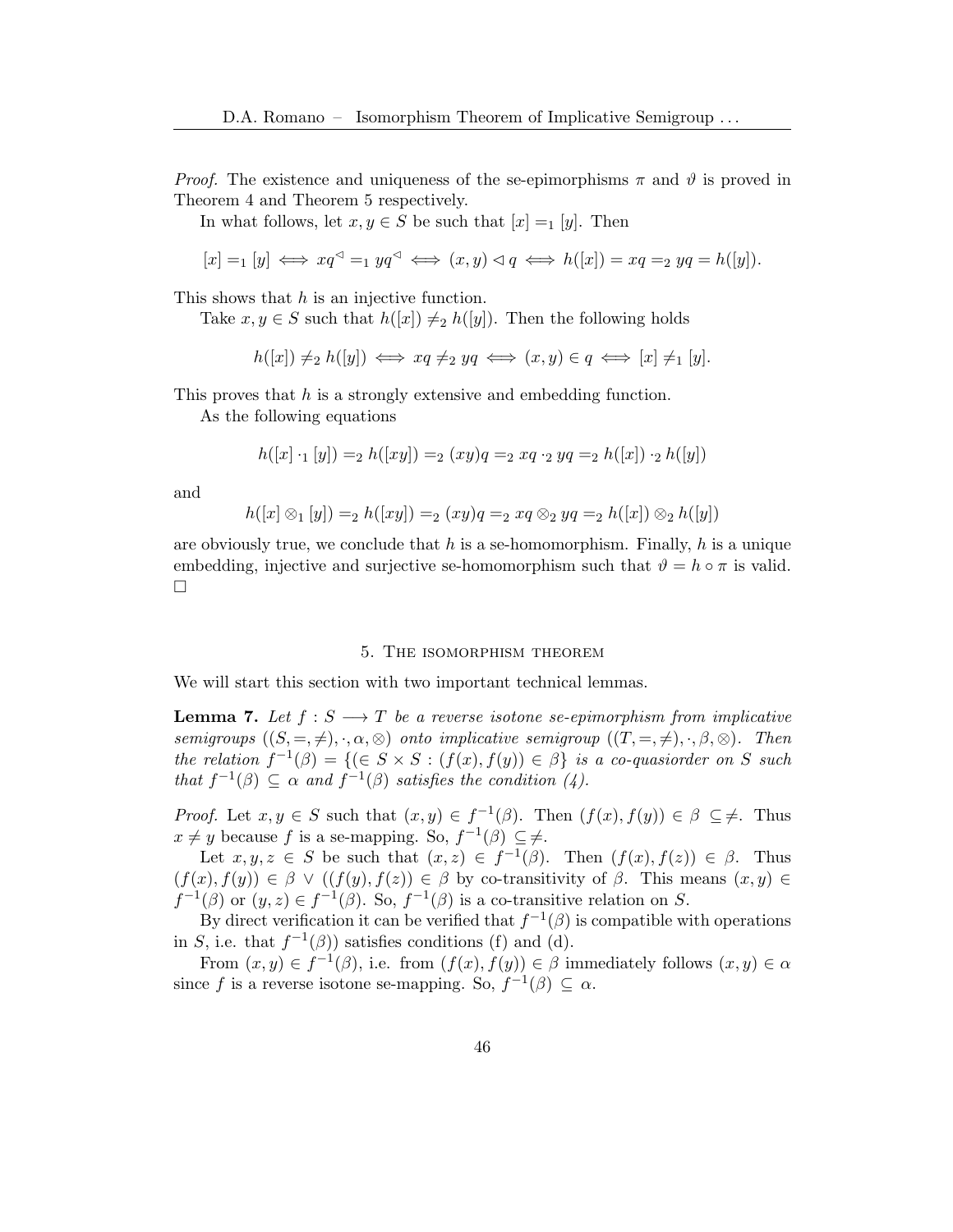*Proof.* The existence and uniqueness of the se-epimorphisms $\pi$ and $\vartheta$ is proved in Theorem 4 and Theorem 5 respectively.

In what follows, let $x, y \in S$ be such that $[x] =_1 [y]$. Then

$$[x] =_1 [y] \iff xq^{\triangleleft} =_1 yq^{\triangleleft} \iff (x,y) \triangleleft q \iff h([x]) = xq =_2 yq = h([y]).$$

This shows that $h$ is an injective function.

Take $x, y \in S$ such that $h([x]) \neq_2 h([y])$. Then the following holds

$$h([x]) \neq_2 h([y]) \iff xq \neq_2 yq \iff (x,y) \in q \iff [x] \neq_1 [y].$$

This proves that $h$ is a strongly extensive and embedding function.

As the following equations

$$h([x] \cdot_1 [y]) =_2 h([xy]) =_2 (xy)q =_2 xq \cdot_2 yq =_2 h([x]) \cdot_2 h([y])$$

and

$$h([x] \otimes_1 [y]) =_2 h([xy]) =_2 (xy)q =_2 xq \otimes_2 yq =_2 h([x]) \otimes_2 h([y])$$

are obviously true, we conclude that $h$ is a se-homomorphism. Finally, $h$ is a unique embedding, injective and surjective se-homomorphism such that $\vartheta = h \circ \pi$ is valid. $\square$

## 5. The isomorphism theorem

We will start this section with two important technical lemmas.

**Lemma 7.** *Let $f : S \longrightarrow T$ be a reverse isotone se-epimorphism from implicative semigroups $((S, =, \neq), \cdot, \alpha, \otimes)$ onto implicative semigroup $((T, =, \neq), \cdot, \beta, \otimes)$. Then the relation $f^{-1}(\beta) = \{(\in S \times S : (f(x), f(y)) \in \beta\}$ is a co-quasiorder on $S$ such that $f^{-1}(\beta) \subseteq \alpha$ and $f^{-1}(\beta)$ satisfies the condition (4).*

*Proof.* Let $x, y \in S$ such that $(x, y) \in f^{-1}(\beta)$. Then $(f(x), f(y)) \in \beta \subseteq \neq$. Thus $x \neq y$ because $f$ is a se-mapping. So, $f^{-1}(\beta) \subseteq \neq$.

Let $x, y, z \in S$ be such that $(x, z) \in f^{-1}(\beta)$. Then $(f(x), f(z)) \in \beta$. Thus $(f(x), f(y)) \in \beta \vee ((f(y), f(z)) \in \beta$ by co-transitivity of $\beta$. This means $(x, y) \in f^{-1}(\beta)$ or $(y, z) \in f^{-1}(\beta)$. So, $f^{-1}(\beta)$ is a co-transitive relation on $S$.

By direct verification it can be verified that $f^{-1}(\beta)$ is compatible with operations in $S$, i.e. that $f^{-1}(\beta))$ satisfies conditions (f) and (d).

From $(x, y) \in f^{-1}(\beta)$, i.e. from $(f(x), f(y)) \in \beta$ immediately follows $(x, y) \in \alpha$ since $f$ is a reverse isotone se-mapping. So, $f^{-1}(\beta) \subseteq \alpha$.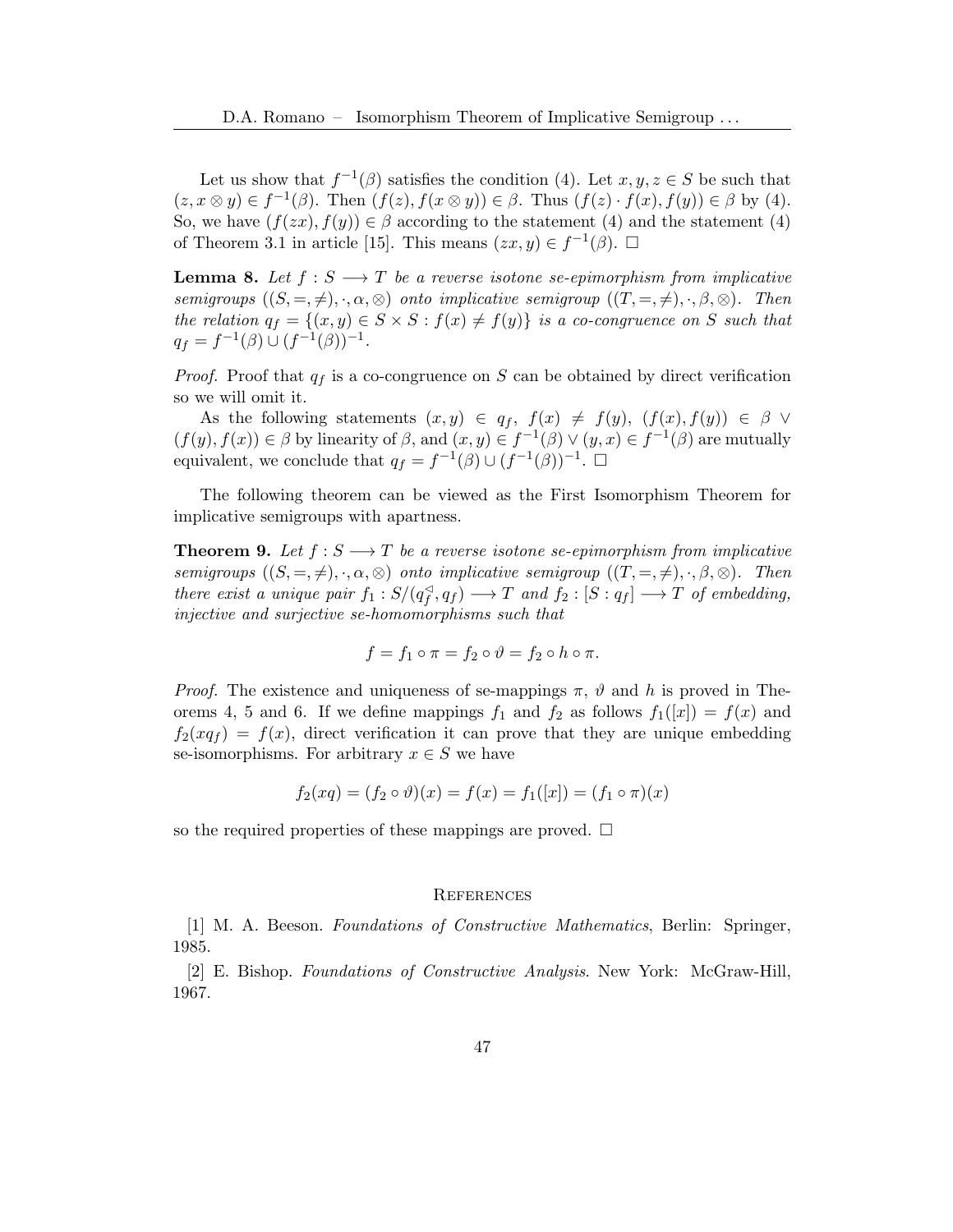Let us show that $f^{-1}(\beta)$ satisfies the condition (4). Let $x, y, z \in S$ be such that $(z, x \otimes y) \in f^{-1}(\beta)$. Then $(f(z), f(x \otimes y)) \in \beta$. Thus $(f(z) \cdot f(x), f(y)) \in \beta$ by (4). So, we have $(f(zx), f(y)) \in \beta$ according to the statement (4) and the statement (4) of Theorem 3.1 in article [15]. This means $(zx, y) \in f^{-1}(\beta)$. $\square$

**Lemma 8.** *Let $f : S \longrightarrow T$ be a reverse isotone se-epimorphism from implicative semigroups $((S, =, \neq), \cdot, \alpha, \otimes)$ onto implicative semigroup $((T, =, \neq), \cdot, \beta, \otimes)$. Then the relation $q_f = \{(x, y) \in S \times S : f(x) \neq f(y)\}$ is a co-congruence on $S$ such that $q_f = f^{-1}(\beta) \cup (f^{-1}(\beta))^{-1}$.*

*Proof.* Proof that $q_f$ is a co-congruence on $S$ can be obtained by direct verification so we will omit it.

As the following statements $(x, y) \in q_f$, $f(x) \neq f(y)$, $(f(x), f(y)) \in \beta \vee (f(y), f(x)) \in \beta$ by linearity of $\beta$, and $(x, y) \in f^{-1}(\beta) \vee (y, x) \in f^{-1}(\beta)$ are mutually equivalent, we conclude that $q_f = f^{-1}(\beta) \cup (f^{-1}(\beta))^{-1}$. $\square$

The following theorem can be viewed as the First Isomorphism Theorem for implicative semigroups with apartness.

**Theorem 9.** *Let $f : S \longrightarrow T$ be a reverse isotone se-epimorphism from implicative semigroups $((S, =, \neq), \cdot, \alpha, \otimes)$ onto implicative semigroup $((T, =, \neq), \cdot, \beta, \otimes)$. Then there exist a unique pair $f_1 : S/(q_f^{\triangleleft}, q_f) \longrightarrow T$ and $f_2 : [S : q_f] \longrightarrow T$ of embedding, injective and surjective se-homomorphisms such that*

$$f = f_1 \circ \pi = f_2 \circ \vartheta = f_2 \circ h \circ \pi.$$

*Proof.* The existence and uniqueness of se-mappings $\pi$, $\vartheta$ and $h$ is proved in Theorems 4, 5 and 6. If we define mappings $f_1$ and $f_2$ as follows $f_1([x]) = f(x)$ and $f_2(xq_f) = f(x)$, direct verification it can prove that they are unique embedding se-isomorphisms. For arbitrary $x \in S$ we have

$$f_2(xq) = (f_2 \circ \vartheta)(x) = f(x) = f_1([x]) = (f_1 \circ \pi)(x)$$

so the required properties of these mappings are proved. $\square$

## References

[1] M. A. Beeson. *Foundations of Constructive Mathematics*, Berlin: Springer, 1985.

[2] E. Bishop. *Foundations of Constructive Analysis*. New York: McGraw-Hill, 1967.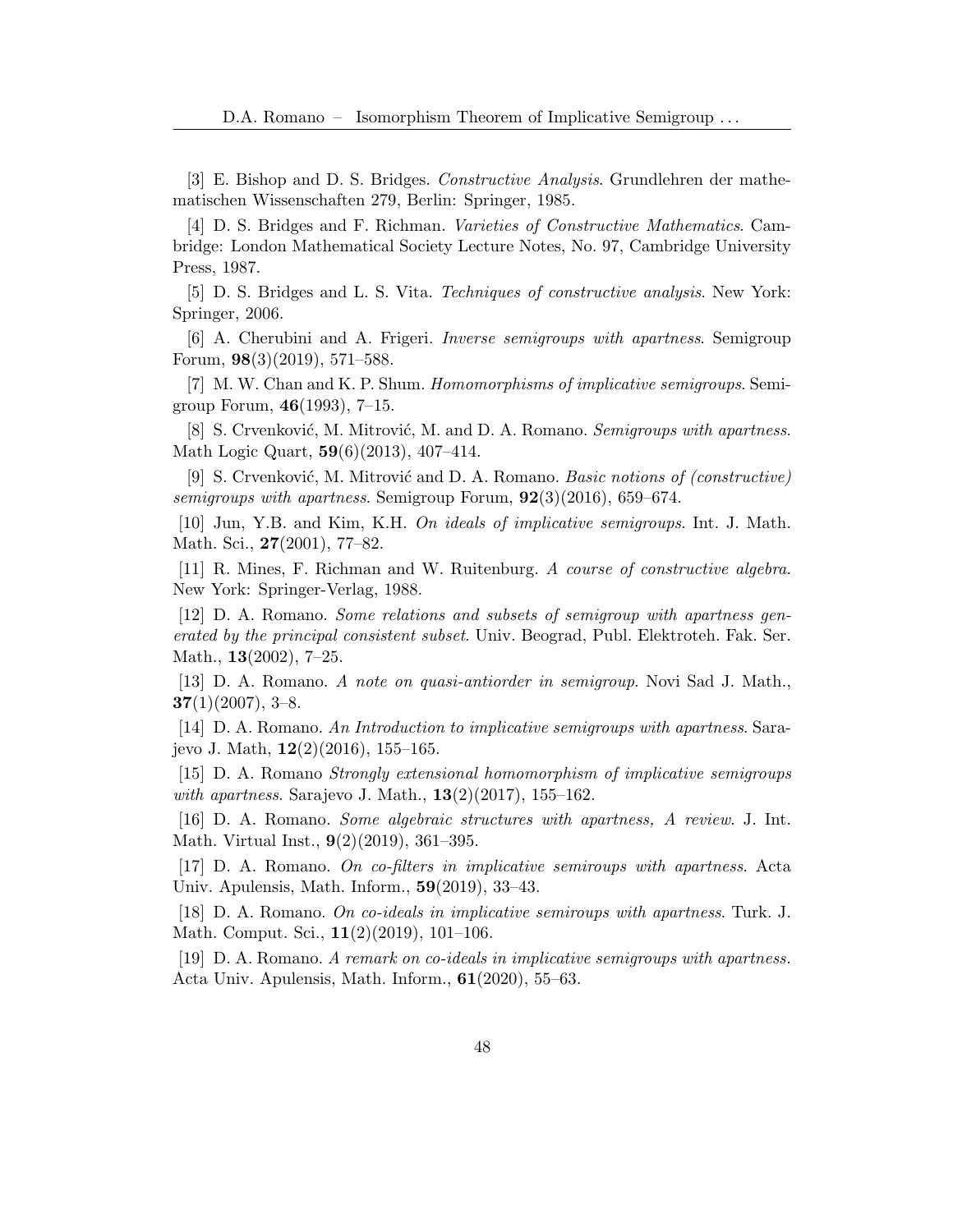[3] E. Bishop and D. S. Bridges. *Constructive Analysis*. Grundlehren der mathematischen Wissenschaften 279, Berlin: Springer, 1985.

[4] D. S. Bridges and F. Richman. *Varieties of Constructive Mathematics*. Cambridge: London Mathematical Society Lecture Notes, No. 97, Cambridge University Press, 1987.

[5] D. S. Bridges and L. S. Vita. *Techniques of constructive analysis*. New York: Springer, 2006.

[6] A. Cherubini and A. Frigeri. *Inverse semigroups with apartness*. Semigroup Forum, **98**(3)(2019), 571–588.

[7] M. W. Chan and K. P. Shum. *Homomorphisms of implicative semigroups*. Semigroup Forum, **46**(1993), 7–15.

[8] S. Crvenković, M. Mitrović, M. and D. A. Romano. *Semigroups with apartness*. Math Logic Quart, **59**(6)(2013), 407–414.

[9] S. Crvenković, M. Mitrović and D. A. Romano. *Basic notions of (constructive) semigroups with apartness*. Semigroup Forum, **92**(3)(2016), 659–674.

[10] Jun, Y.B. and Kim, K.H. *On ideals of implicative semigroups*. Int. J. Math. Math. Sci., **27**(2001), 77–82.

[11] R. Mines, F. Richman and W. Ruitenburg. *A course of constructive algebra*. New York: Springer-Verlag, 1988.

[12] D. A. Romano. *Some relations and subsets of semigroup with apartness generated by the principal consistent subset*. Univ. Beograd, Publ. Elektroteh. Fak. Ser. Math., **13**(2002), 7–25.

[13] D. A. Romano. *A note on quasi-antiorder in semigroup*. Novi Sad J. Math., **37**(1)(2007), 3–8.

[14] D. A. Romano. *An Introduction to implicative semigroups with apartness*. Sarajevo J. Math, **12**(2)(2016), 155–165.

[15] D. A. Romano *Strongly extensional homomorphism of implicative semigroups with apartness*. Sarajevo J. Math., **13**(2)(2017), 155–162.

[16] D. A. Romano. *Some algebraic structures with apartness, A review*. J. Int. Math. Virtual Inst., **9**(2)(2019), 361–395.

[17] D. A. Romano. *On co-filters in implicative semiroups with apartness*. Acta Univ. Apulensis, Math. Inform., **59**(2019), 33–43.

[18] D. A. Romano. *On co-ideals in implicative semiroups with apartness*. Turk. J. Math. Comput. Sci., **11**(2)(2019), 101–106.

[19] D. A. Romano. *A remark on co-ideals in implicative semigroups with apartness.* Acta Univ. Apulensis, Math. Inform., **61**(2020), 55–63.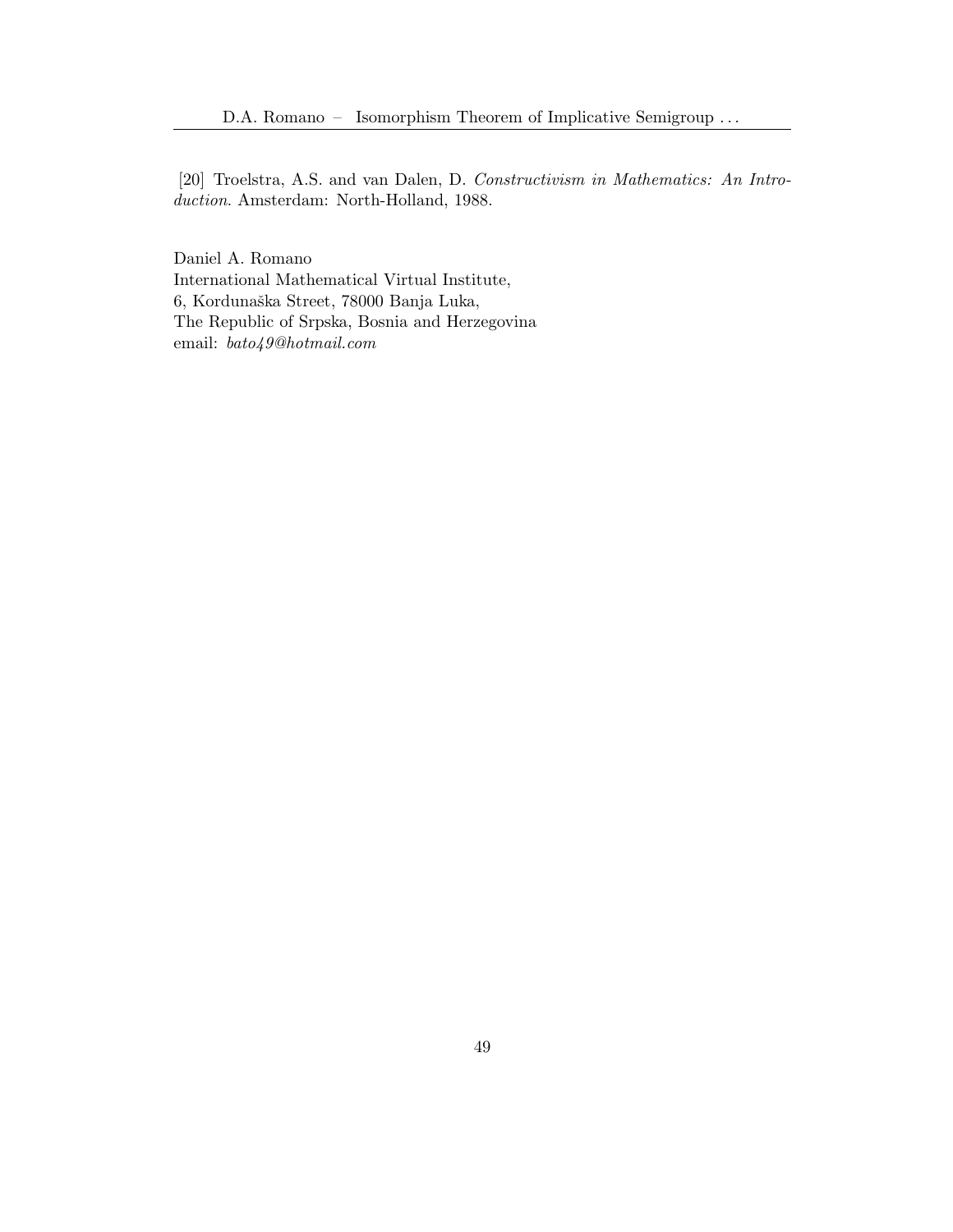[20] Troelstra, A.S. and van Dalen, D. *Constructivism in Mathematics: An Introduction*. Amsterdam: North-Holland, 1988.

Daniel A. Romano  
International Mathematical Virtual Institute,  
6, Kordunaška Street, 78000 Banja Luka,  
The Republic of Srpska, Bosnia and Herzegovina  
email: *bato49@hotmail.com*